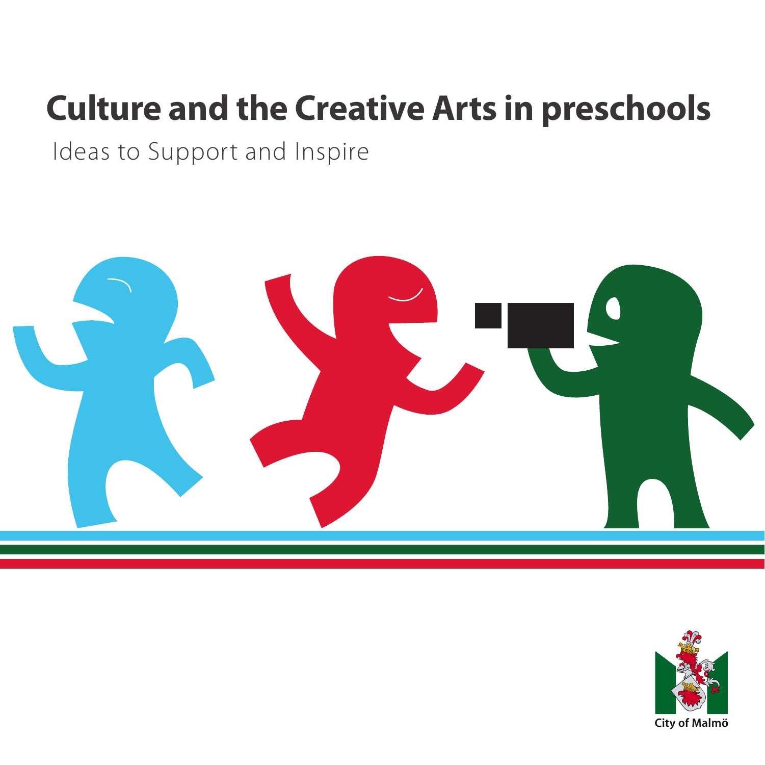# Culture and the Creative Arts in preschools

Ideas to Support and Inspire

City of Malmö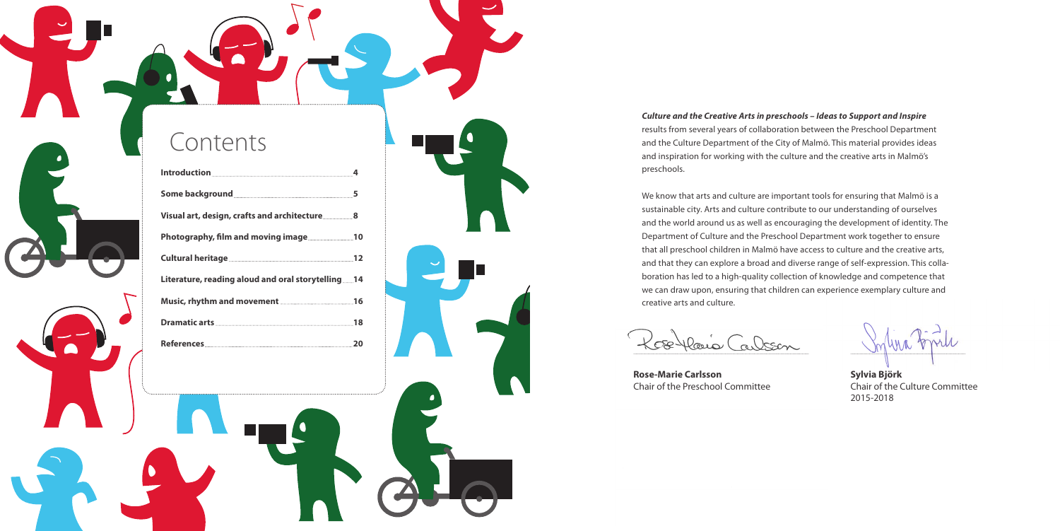# Contents

| | |
|---|---|
| **Introduction** | 4 |
| **Some background** | 5 |
| **Visual art, design, crafts and architecture** | 8 |
| **Photography, film and moving image** | 10 |
| **Cultural heritage** | 12 |
| **Literature, reading aloud and oral storytelling** | 14 |
| **Music, rhythm and movement** | 16 |
| **Dramatic arts** | 18 |
| **References** | 20 |

***Culture and the Creative Arts in preschools – Ideas to Support and Inspire*** results from several years of collaboration between the Preschool Department and the Culture Department of the City of Malmö. This material provides ideas and inspiration for working with the culture and the creative arts in Malmö's preschools.

We know that arts and culture are important tools for ensuring that Malmö is a sustainable city. Arts and culture contribute to our understanding of ourselves and the world around us as well as encouraging the development of identity. The Department of Culture and the Preschool Department work together to ensure that all preschool children in Malmö have access to culture and the creative arts, and that they can explore a broad and diverse range of self-expression. This collaboration has led to a high-quality collection of knowledge and competence that we can draw upon, ensuring that children can experience exemplary culture and creative arts and culture.

**Rose-Marie Carlsson**
Chair of the Preschool Committee

**Sylvia Björk**
Chair of the Culture Committee
2015-2018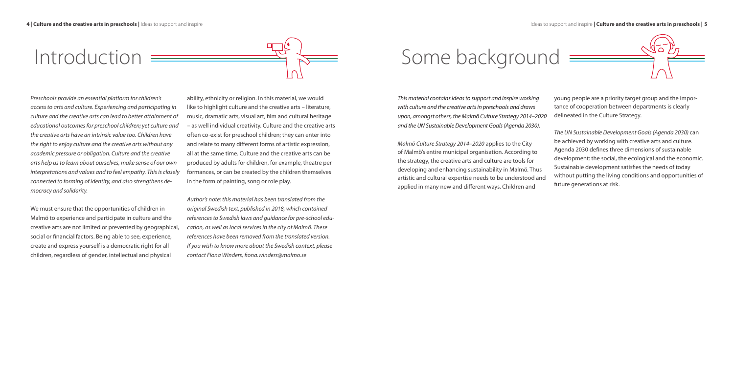# Introduction

*Preschools provide an essential platform for children's access to arts and culture. Experiencing and participating in culture and the creative arts can lead to better attainment of educational outcomes for preschool children; yet culture and the creative arts have an intrinsic value too. Children have the right to enjoy culture and the creative arts without any academic pressure or obligation. Culture and the creative arts help us to learn about ourselves, make sense of our own interpretations and values and to feel empathy. This is closely connected to forming of identity, and also strengthens democracy and solidarity.*

We must ensure that the opportunities of children in Malmö to experience and participate in culture and the creative arts are not limited or prevented by geographical, social or financial factors. Being able to see, experience, create and express yourself is a democratic right for all children, regardless of gender, intellectual and physical ability, ethnicity or religion. In this material, we would like to highlight culture and the creative arts – literature, music, dramatic arts, visual art, film and cultural heritage – as well individual creativity. Culture and the creative arts often co-exist for preschool children; they can enter into and relate to many different forms of artistic expression, all at the same time. Culture and the creative arts can be produced by adults for children, for example, theatre performances, or can be created by the children themselves in the form of painting, song or role play.

*Author's note: this material has been translated from the original Swedish text, published in 2018, which contained references to Swedish laws and guidance for pre-school education, as well as local services in the city of Malmö. These references have been removed from the translated version. If you wish to know more about the Swedish context, please contact Fiona Winders, fiona.winders@malmo.se*

# Some background

*This material contains ideas to support and inspire working with culture and the creative arts in preschools and draws upon, amongst others, the Malmö Culture Strategy 2014–2020 and the UN Sustainable Development Goals (Agenda 2030).*

*Malmö Culture Strategy 2014–2020* applies to the City of Malmö's entire municipal organisation. According to the strategy, the creative arts and culture are tools for developing and enhancing sustainability in Malmö. Thus artistic and cultural expertise needs to be understood and applied in many new and different ways. Children and young people are a priority target group and the importance of cooperation between departments is clearly delineated in the Culture Strategy.

*The UN Sustainable Development Goals (Agenda 2030)* can be achieved by working with creative arts and culture. Agenda 2030 defines three dimensions of sustainable development: the social, the ecological and the economic. Sustainable development satisfies the needs of today without putting the living conditions and opportunities of future generations at risk.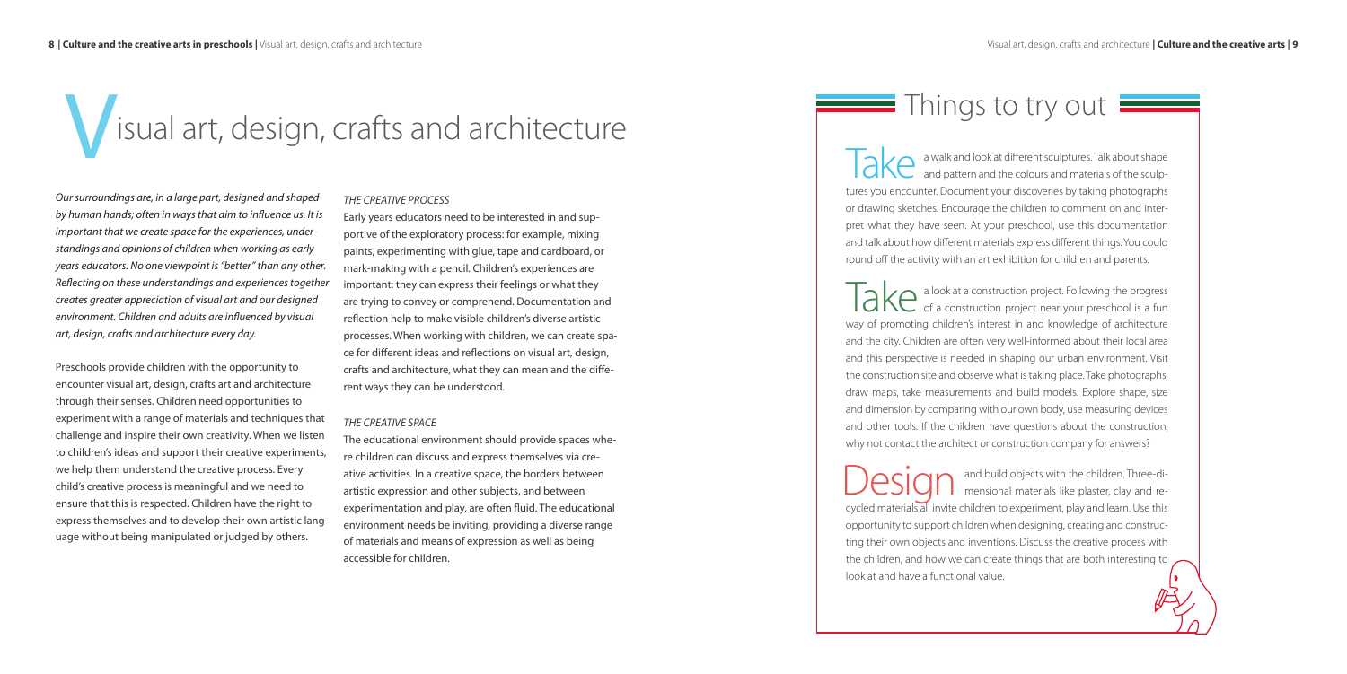# Visual art, design, crafts and architecture

*Our surroundings are, in a large part, designed and shaped by human hands; often in ways that aim to influence us. It is important that we create space for the experiences, understandings and opinions of children when working as early years educators. No one viewpoint is "better" than any other. Reflecting on these understandings and experiences together creates greater appreciation of visual art and our designed environment. Children and adults are influenced by visual art, design, crafts and architecture every day.*

Preschools provide children with the opportunity to encounter visual art, design, crafts art and architecture through their senses. Children need opportunities to experiment with a range of materials and techniques that challenge and inspire their own creativity. When we listen to children's ideas and support their creative experiments, we help them understand the creative process. Every child's creative process is meaningful and we need to ensure that this is respected. Children have the right to express themselves and to develop their own artistic language without being manipulated or judged by others.

### *THE CREATIVE PROCESS*

Early years educators need to be interested in and supportive of the exploratory process: for example, mixing paints, experimenting with glue, tape and cardboard, or mark-making with a pencil. Children's experiences are important: they can express their feelings or what they are trying to convey or comprehend. Documentation and reflection help to make visible children's diverse artistic processes. When working with children, we can create space for different ideas and reflections on visual art, design, crafts and architecture, what they can mean and the different ways they can be understood.

### *THE CREATIVE SPACE*

The educational environment should provide spaces where children can discuss and express themselves via creative activities. In a creative space, the borders between artistic expression and other subjects, and between experimentation and play, are often fluid. The educational environment needs be inviting, providing a diverse range of materials and means of expression as well as being accessible for children.

## Things to try out

**Take** a walk and look at different sculptures. Talk about shape and pattern and the colours and materials of the sculptures you encounter. Document your discoveries by taking photographs or drawing sketches. Encourage the children to comment on and interpret what they have seen. At your preschool, use this documentation and talk about how different materials express different things. You could round off the activity with an art exhibition for children and parents.

**Take** a look at a construction project. Following the progress of a construction project near your preschool is a fun way of promoting children's interest in and knowledge of architecture and the city. Children are often very well-informed about their local area and this perspective is needed in shaping our urban environment. Visit the construction site and observe what is taking place. Take photographs, draw maps, take measurements and build models. Explore shape, size and dimension by comparing with our own body, use measuring devices and other tools. If the children have questions about the construction, why not contact the architect or construction company for answers?

**Design** and build objects with the children. Three-dimensional materials like plaster, clay and recycled materials all invite children to experiment, play and learn. Use this opportunity to support children when designing, creating and constructing their own objects and inventions. Discuss the creative process with the children, and how we can create things that are both interesting to look at and have a functional value.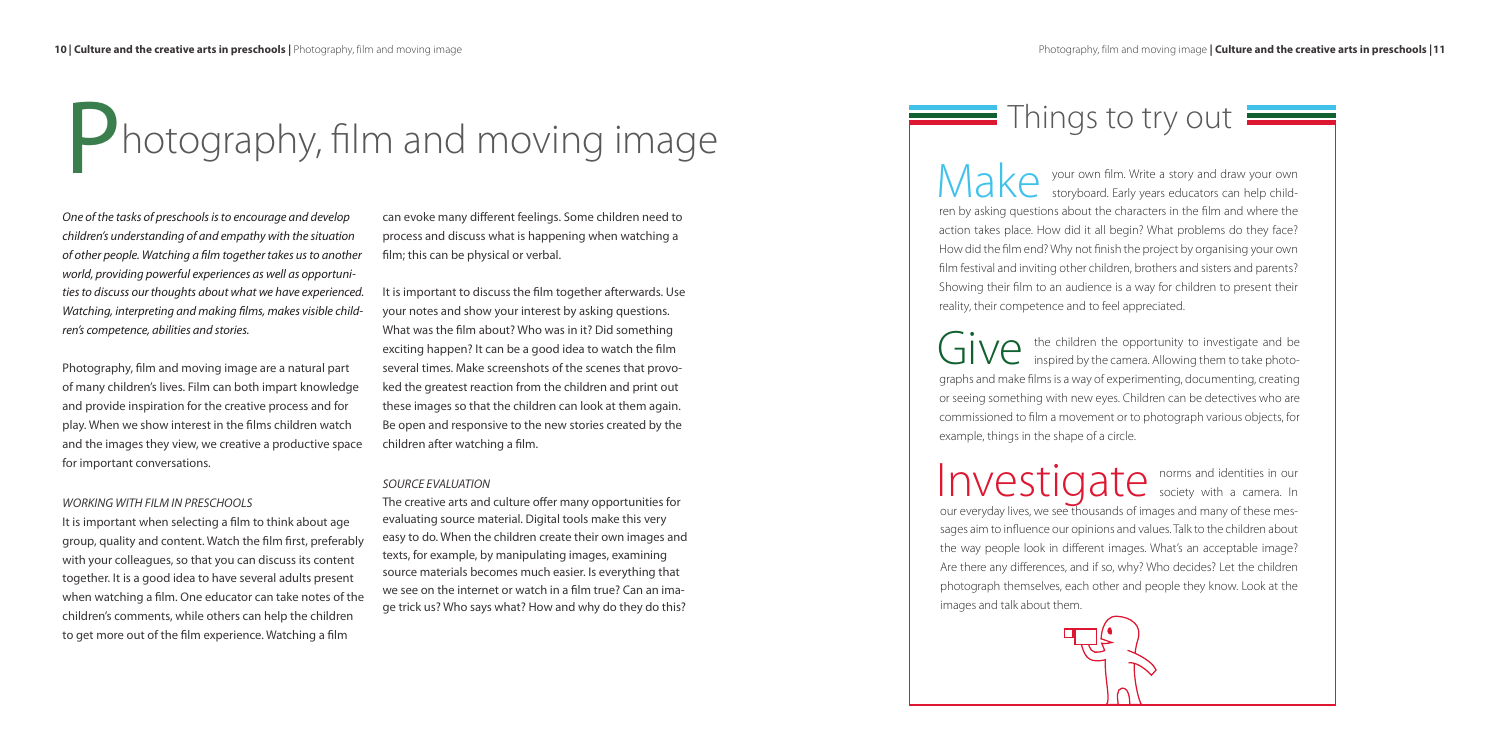# Photography, film and moving image

*One of the tasks of preschools is to encourage and develop children's understanding of and empathy with the situation of other people. Watching a film together takes us to another world, providing powerful experiences as well as opportunities to discuss our thoughts about what we have experienced. Watching, interpreting and making films, makes visible children's competence, abilities and stories.*

Photography, film and moving image are a natural part of many children's lives. Film can both impart knowledge and provide inspiration for the creative process and for play. When we show interest in the films children watch and the images they view, we creative a productive space for important conversations.

### *WORKING WITH FILM IN PRESCHOOLS*

It is important when selecting a film to think about age group, quality and content. Watch the film first, preferably with your colleagues, so that you can discuss its content together. It is a good idea to have several adults present when watching a film. One educator can take notes of the children's comments, while others can help the children to get more out of the film experience. Watching a film can evoke many different feelings. Some children need to process and discuss what is happening when watching a film; this can be physical or verbal.

It is important to discuss the film together afterwards. Use your notes and show your interest by asking questions. What was the film about? Who was in it? Did something exciting happen? It can be a good idea to watch the film several times. Make screenshots of the scenes that provoked the greatest reaction from the children and print out these images so that the children can look at them again. Be open and responsive to the new stories created by the children after watching a film.

### *SOURCE EVALUATION*

The creative arts and culture offer many opportunities for evaluating source material. Digital tools make this very easy to do. When the children create their own images and texts, for example, by manipulating images, examining source materials becomes much easier. Is everything that we see on the internet or watch in a film true? Can an image trick us? Who says what? How and why do they do this?

## Things to try out

**Make** your own film. Write a story and draw your own storyboard. Early years educators can help children by asking questions about the characters in the film and where the action takes place. How did it all begin? What problems do they face? How did the film end? Why not finish the project by organising your own film festival and inviting other children, brothers and sisters and parents? Showing their film to an audience is a way for children to present their reality, their competence and to feel appreciated.

**Give** the children the opportunity to investigate and be inspired by the camera. Allowing them to take photographs and make films is a way of experimenting, documenting, creating or seeing something with new eyes. Children can be detectives who are commissioned to film a movement or to photograph various objects, for example, things in the shape of a circle.

**Investigate** norms and identities in our society with a camera. In our everyday lives, we see thousands of images and many of these messages aim to influence our opinions and values. Talk to the children about the way people look in different images. What's an acceptable image? Are there any differences, and if so, why? Who decides? Let the children photograph themselves, each other and people they know. Look at the images and talk about them.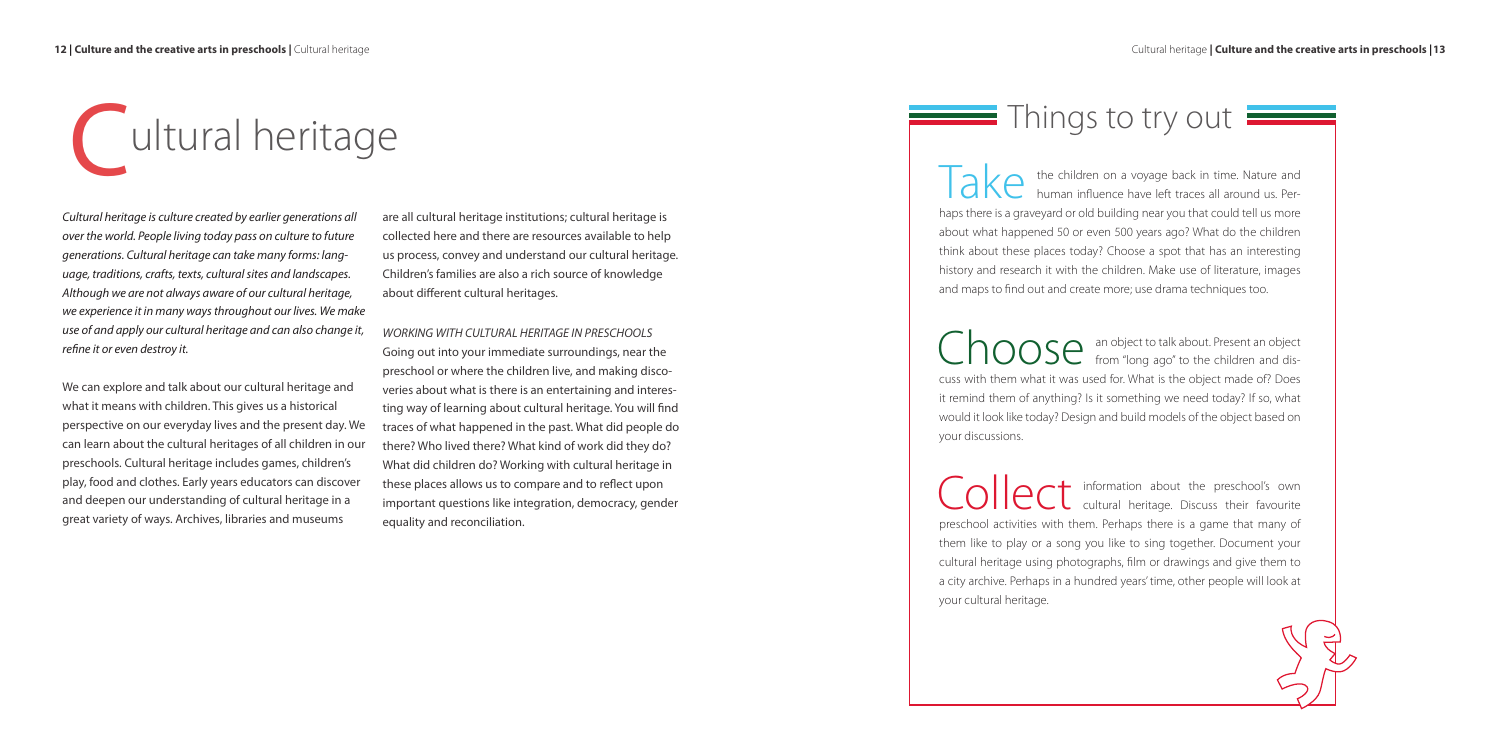# Cultural heritage

*Cultural heritage is culture created by earlier generations all over the world. People living today pass on culture to future generations. Cultural heritage can take many forms: language, traditions, crafts, texts, cultural sites and landscapes. Although we are not always aware of our cultural heritage, we experience it in many ways throughout our lives. We make use of and apply our cultural heritage and can also change it, refine it or even destroy it.*

We can explore and talk about our cultural heritage and what it means with children. This gives us a historical perspective on our everyday lives and the present day. We can learn about the cultural heritages of all children in our preschools. Cultural heritage includes games, children's play, food and clothes. Early years educators can discover and deepen our understanding of cultural heritage in a great variety of ways. Archives, libraries and museums are all cultural heritage institutions; cultural heritage is collected here and there are resources available to help us process, convey and understand our cultural heritage. Children's families are also a rich source of knowledge about different cultural heritages.

*WORKING WITH CULTURAL HERITAGE IN PRESCHOOLS*

Going out into your immediate surroundings, near the preschool or where the children live, and making discoveries about what is there is an entertaining and interesting way of learning about cultural heritage. You will find traces of what happened in the past. What did people do there? Who lived there? What kind of work did they do? What did children do? Working with cultural heritage in these places allows us to compare and to reflect upon important questions like integration, democracy, gender equality and reconciliation.

## Things to try out

Take the children on a voyage back in time. Nature and human influence have left traces all around us. Perhaps there is a graveyard or old building near you that could tell us more about what happened 50 or even 500 years ago? What do the children think about these places today? Choose a spot that has an interesting history and research it with the children. Make use of literature, images and maps to find out and create more; use drama techniques too.

Choose an object to talk about. Present an object from "long ago" to the children and discuss with them what it was used for. What is the object made of? Does it remind them of anything? Is it something we need today? If so, what would it look like today? Design and build models of the object based on your discussions.

Collect information about the preschool's own cultural heritage. Discuss their favourite preschool activities with them. Perhaps there is a game that many of them like to play or a song you like to sing together. Document your cultural heritage using photographs, film or drawings and give them to a city archive. Perhaps in a hundred years' time, other people will look at your cultural heritage.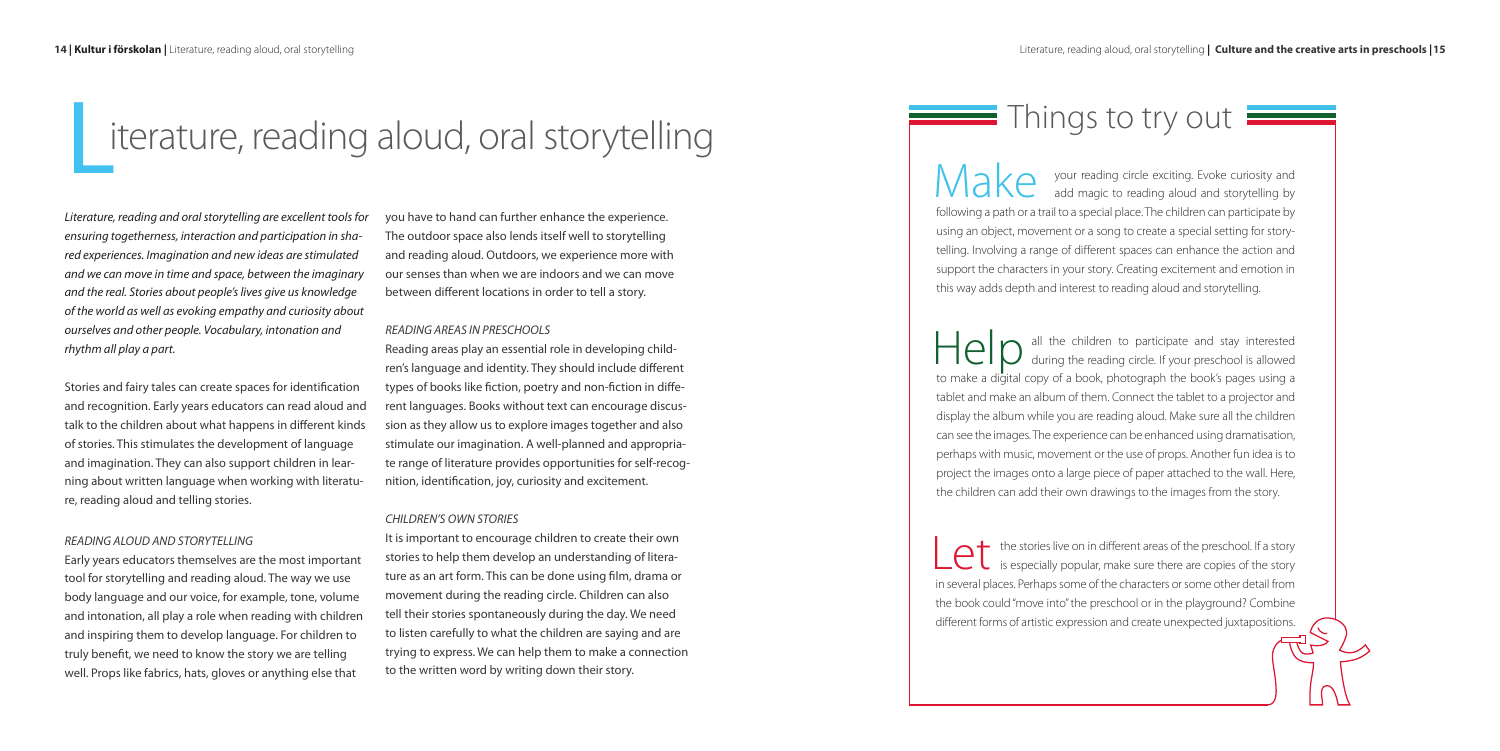# Literature, reading aloud, oral storytelling

*Literature, reading and oral storytelling are excellent tools for ensuring togetherness, interaction and participation in shared experiences. Imagination and new ideas are stimulated and we can move in time and space, between the imaginary and the real. Stories about people's lives give us knowledge of the world as well as evoking empathy and curiosity about ourselves and other people. Vocabulary, intonation and rhythm all play a part.*

Stories and fairy tales can create spaces for identification and recognition. Early years educators can read aloud and talk to the children about what happens in different kinds of stories. This stimulates the development of language and imagination. They can also support children in learning about written language when working with literature, reading aloud and telling stories.

### READING ALOUD AND STORYTELLING

Early years educators themselves are the most important tool for storytelling and reading aloud. The way we use body language and our voice, for example, tone, volume and intonation, all play a role when reading with children and inspiring them to develop language. For children to truly benefit, we need to know the story we are telling well. Props like fabrics, hats, gloves or anything else that you have to hand can further enhance the experience. The outdoor space also lends itself well to storytelling and reading aloud. Outdoors, we experience more with our senses than when we are indoors and we can move between different locations in order to tell a story.

### READING AREAS IN PRESCHOOLS

Reading areas play an essential role in developing children's language and identity. They should include different types of books like fiction, poetry and non-fiction in different languages. Books without text can encourage discussion as they allow us to explore images together and also stimulate our imagination. A well-planned and appropriate range of literature provides opportunities for self-recognition, identification, joy, curiosity and excitement.

### CHILDREN'S OWN STORIES

It is important to encourage children to create their own stories to help them develop an understanding of literature as an art form. This can be done using film, drama or movement during the reading circle. Children can also tell their stories spontaneously during the day. We need to listen carefully to what the children are saying and are trying to express. We can help them to make a connection to the written word by writing down their story.

## Things to try out

**Make** your reading circle exciting. Evoke curiosity and add magic to reading aloud and storytelling by following a path or a trail to a special place. The children can participate by using an object, movement or a song to create a special setting for storytelling. Involving a range of different spaces can enhance the action and support the characters in your story. Creating excitement and emotion in this way adds depth and interest to reading aloud and storytelling.

**Help** all the children to participate and stay interested during the reading circle. If your preschool is allowed to make a digital copy of a book, photograph the book's pages using a tablet and make an album of them. Connect the tablet to a projector and display the album while you are reading aloud. Make sure all the children can see the images. The experience can be enhanced using dramatisation, perhaps with music, movement or the use of props. Another fun idea is to project the images onto a large piece of paper attached to the wall. Here, the children can add their own drawings to the images from the story.

**Let** the stories live on in different areas of the preschool. If a story is especially popular, make sure there are copies of the story in several places. Perhaps some of the characters or some other detail from the book could "move into" the preschool or in the playground? Combine different forms of artistic expression and create unexpected juxtapositions.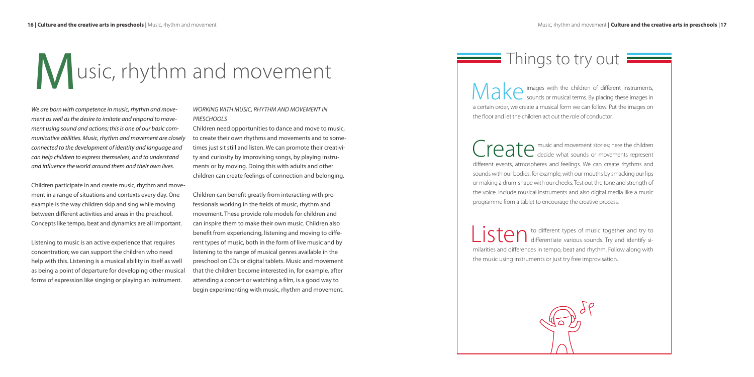# Music, rhythm and movement

*We are born with competence in music, rhythm and movement as well as the desire to imitate and respond to movement using sound and actions; this is one of our basic communicative abilities. Music, rhythm and movement are closely connected to the development of identity and language and can help children to express themselves, and to understand and influence the world around them and their own lives.*

Children participate in and create music, rhythm and movement in a range of situations and contexts every day. One example is the way children skip and sing while moving between different activities and areas in the preschool. Concepts like tempo, beat and dynamics are all important.

Listening to music is an active experience that requires concentration; we can support the children who need help with this. Listening is a musical ability in itself as well as being a point of departure for developing other musical forms of expression like singing or playing an instrument.

*WORKING WITH MUSIC, RHYTHM AND MOVEMENT IN PRESCHOOLS*

Children need opportunities to dance and move to music, to create their own rhythms and movements and to sometimes just sit still and listen. We can promote their creativity and curiosity by improvising songs, by playing instruments or by moving. Doing this with adults and other children can create feelings of connection and belonging.

Children can benefit greatly from interacting with professionals working in the fields of music, rhythm and movement. These provide role models for children and can inspire them to make their own music. Children also benefit from experiencing, listening and moving to different types of music, both in the form of live music and by listening to the range of musical genres available in the preschool on CDs or digital tablets. Music and movement that the children become interested in, for example, after attending a concert or watching a film, is a good way to begin experimenting with music, rhythm and movement.

## Things to try out

**Make** images with the children of different instruments, sounds or musical terms. By placing these images in a certain order, we create a musical form we can follow. Put the images on the floor and let the children act out the role of conductor.

**Create** music and movement stories; here the children decide what sounds or movements represent different events, atmospheres and feelings. We can create rhythms and sounds with our bodies: for example, with our mouths by smacking our lips or making a drum-shape with our cheeks. Test out the tone and strength of the voice. Include musical instruments and also digital media like a music programme from a tablet to encourage the creative process.

**Listen** to different types of music together and try to differentiate various sounds. Try and identify similarities and differences in tempo, beat and rhythm. Follow along with the music using instruments or just try free improvisation.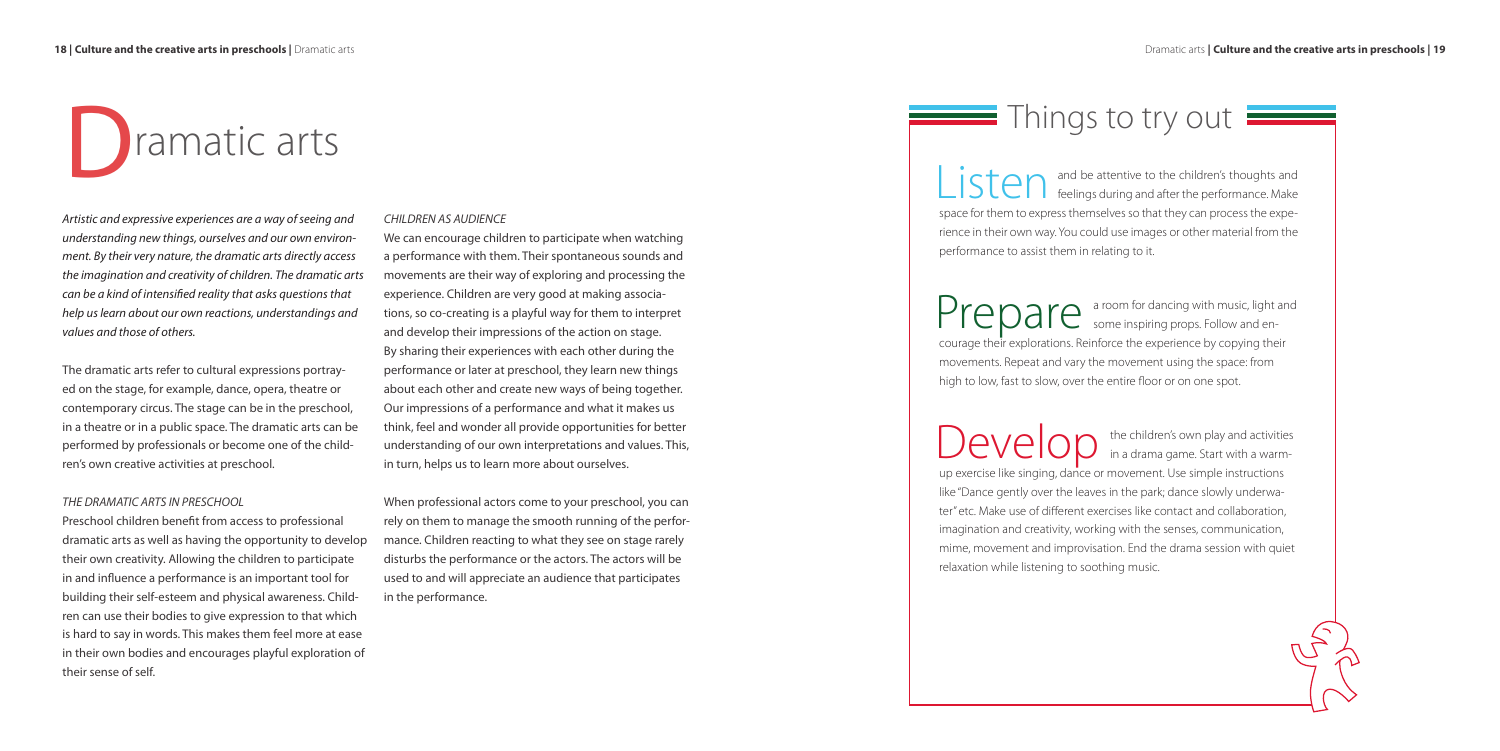# Dramatic arts

*Artistic and expressive experiences are a way of seeing and understanding new things, ourselves and our own environment. By their very nature, the dramatic arts directly access the imagination and creativity of children. The dramatic arts can be a kind of intensified reality that asks questions that help us learn about our own reactions, understandings and values and those of others.*

The dramatic arts refer to cultural expressions portrayed on the stage, for example, dance, opera, theatre or contemporary circus. The stage can be in the preschool, in a theatre or in a public space. The dramatic arts can be performed by professionals or become one of the children's own creative activities at preschool.

### *THE DRAMATIC ARTS IN PRESCHOOL*

Preschool children benefit from access to professional dramatic arts as well as having the opportunity to develop their own creativity. Allowing the children to participate in and influence a performance is an important tool for building their self-esteem and physical awareness. Children can use their bodies to give expression to that which is hard to say in words. This makes them feel more at ease in their own bodies and encourages playful exploration of their sense of self.

### *CHILDREN AS AUDIENCE*

We can encourage children to participate when watching a performance with them. Their spontaneous sounds and movements are their way of exploring and processing the experience. Children are very good at making associations, so co-creating is a playful way for them to interpret and develop their impressions of the action on stage. By sharing their experiences with each other during the performance or later at preschool, they learn new things about each other and create new ways of being together. Our impressions of a performance and what it makes us think, feel and wonder all provide opportunities for better understanding of our own interpretations and values. This, in turn, helps us to learn more about ourselves.

When professional actors come to your preschool, you can rely on them to manage the smooth running of the performance. Children reacting to what they see on stage rarely disturbs the performance or the actors. The actors will be used to and will appreciate an audience that participates in the performance.

## Things to try out

**Listen** and be attentive to the children's thoughts and feelings during and after the performance. Make space for them to express themselves so that they can process the experience in their own way. You could use images or other material from the performance to assist them in relating to it.

**Prepare** a room for dancing with music, light and some inspiring props. Follow and encourage their explorations. Reinforce the experience by copying their movements. Repeat and vary the movement using the space: from high to low, fast to slow, over the entire floor or on one spot.

**Develop** the children's own play and activities in a drama game. Start with a warm-up exercise like singing, dance or movement. Use simple instructions like "Dance gently over the leaves in the park; dance slowly underwater" etc. Make use of different exercises like contact and collaboration, imagination and creativity, working with the senses, communication, mime, movement and improvisation. End the drama session with quiet relaxation while listening to soothing music.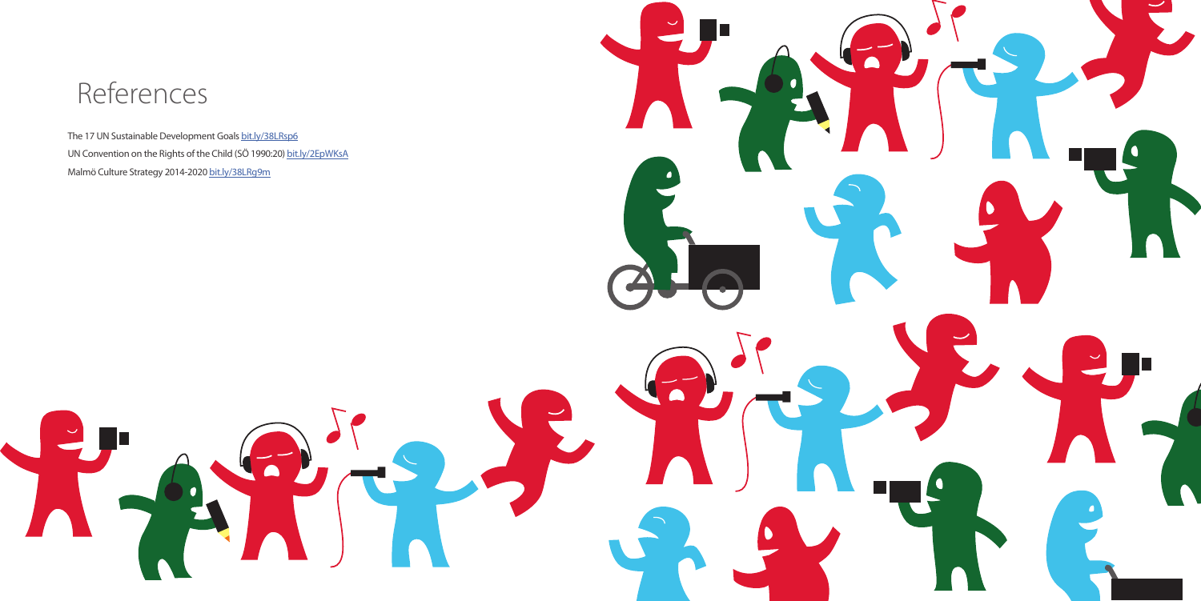# References

The 17 UN Sustainable Development Goals bit.ly/38LRsp6

UN Convention on the Rights of the Child (SÖ 1990:20) bit.ly/2EpWKsA

Malmö Culture Strategy 2014-2020 bit.ly/38LRg9m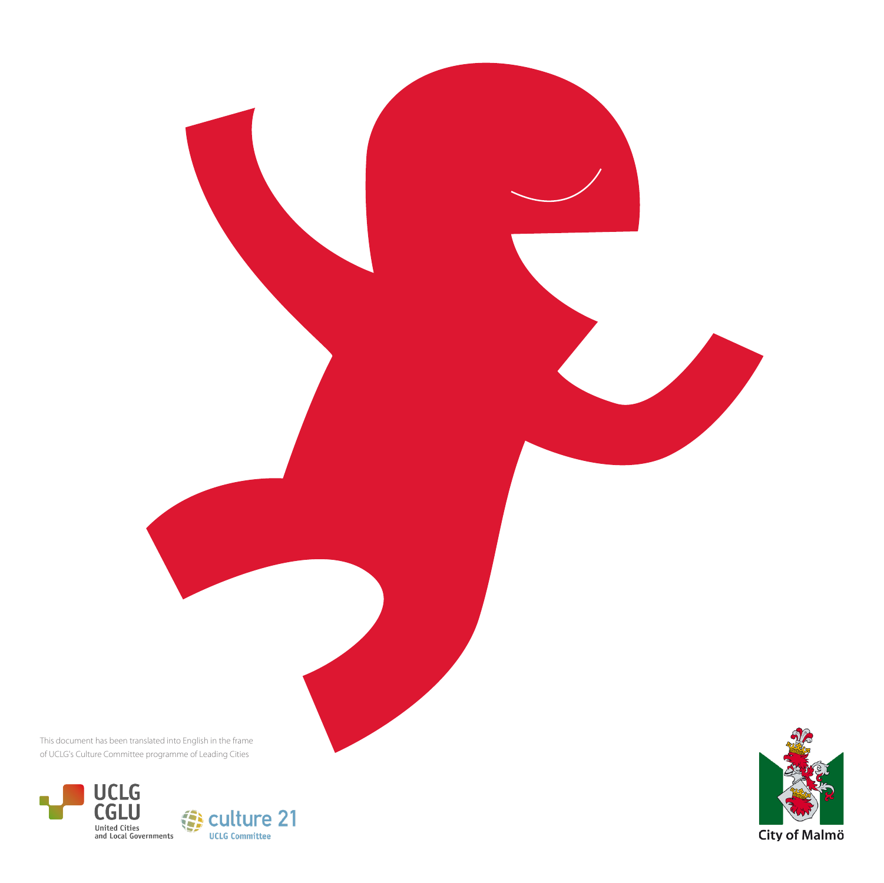This document has been translated into English in the frame of UCLG's Culture Committee programme of Leading Cities